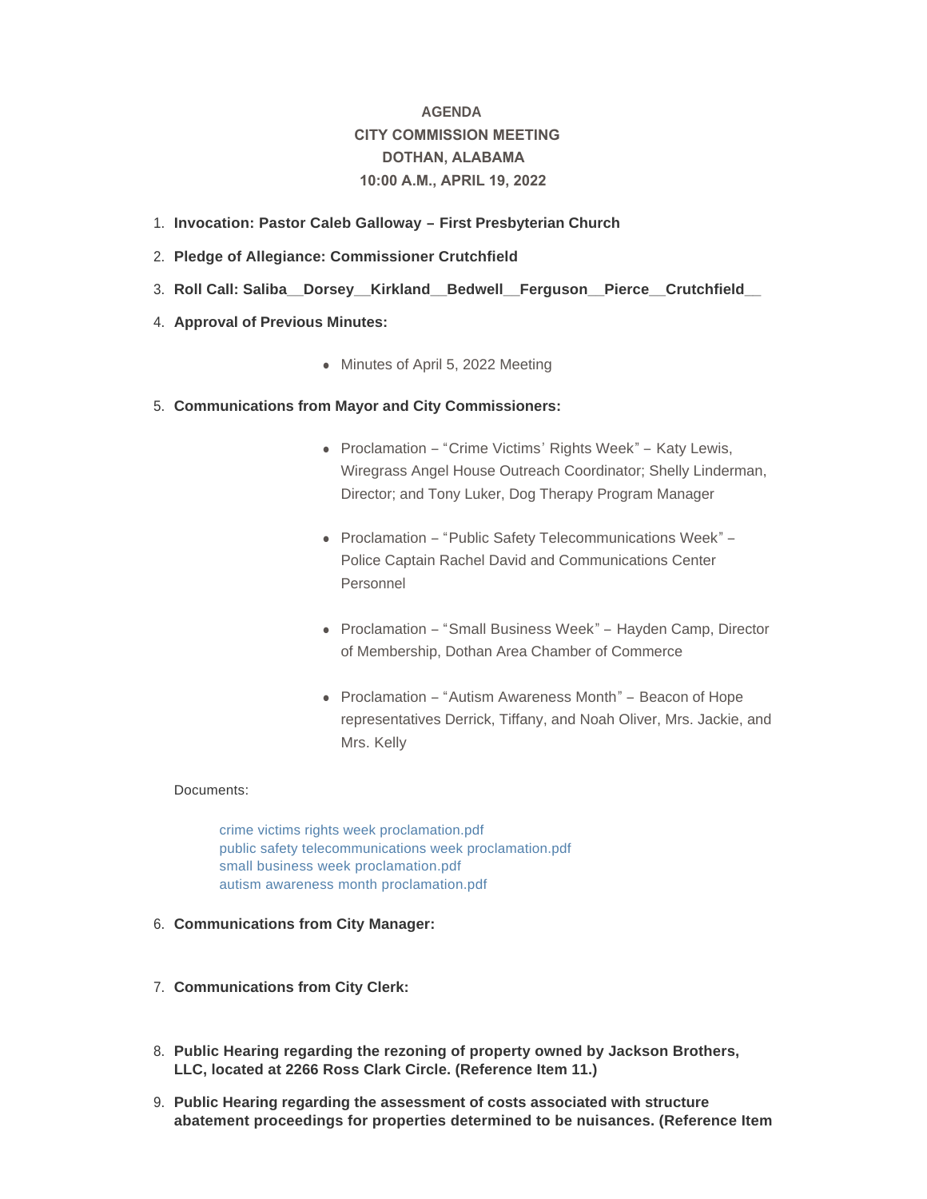**AGENDA**
**CITY COMMISSION MEETING**
**DOTHAN, ALABAMA**
**10:00 A.M., APRIL 19, 2022**

1. **Invocation: Pastor Caleb Galloway – First Presbyterian Church**
2. **Pledge of Allegiance: Commissioner Crutchfield**
3. **Roll Call: Saliba__Dorsey__Kirkland__Bedwell__Ferguson__Pierce__Crutchfield__**
4. **Approval of Previous Minutes:**
   - Minutes of April 5, 2022 Meeting
5. **Communications from Mayor and City Commissioners:**
   - Proclamation – "Crime Victims' Rights Week" – Katy Lewis, Wiregrass Angel House Outreach Coordinator; Shelly Linderman, Director; and Tony Luker, Dog Therapy Program Manager
   - Proclamation – "Public Safety Telecommunications Week" – Police Captain Rachel David and Communications Center Personnel
   - Proclamation – "Small Business Week" – Hayden Camp, Director of Membership, Dothan Area Chamber of Commerce
   - Proclamation – "Autism Awareness Month" – Beacon of Hope representatives Derrick, Tiffany, and Noah Oliver, Mrs. Jackie, and Mrs. Kelly

   Documents:

   crime victims rights week proclamation.pdf
   public safety telecommunications week proclamation.pdf
   small business week proclamation.pdf
   autism awareness month proclamation.pdf

6. **Communications from City Manager:**
7. **Communications from City Clerk:**
8. **Public Hearing regarding the rezoning of property owned by Jackson Brothers, LLC, located at 2266 Ross Clark Circle. (Reference Item 11.)**
9. **Public Hearing regarding the assessment of costs associated with structure abatement proceedings for properties determined to be nuisances. (Reference Item**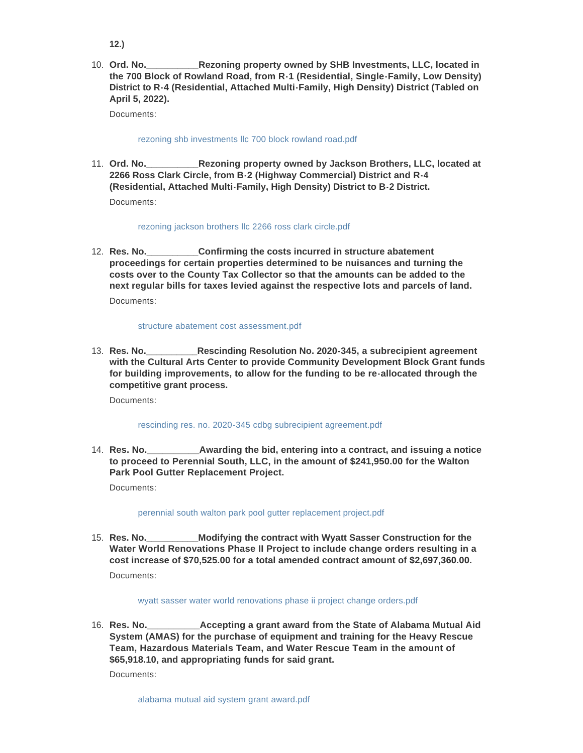**12.)**

10. **Ord. No.__________Rezoning property owned by SHB Investments, LLC, located in the 700 Block of Rowland Road, from R-1 (Residential, Single-Family, Low Density) District to R-4 (Residential, Attached Multi-Family, High Density) District (Tabled on April 5, 2022).**

    Documents:

    rezoning shb investments llc 700 block rowland road.pdf

11. **Ord. No.__________Rezoning property owned by Jackson Brothers, LLC, located at 2266 Ross Clark Circle, from B-2 (Highway Commercial) District and R-4 (Residential, Attached Multi-Family, High Density) District to B-2 District.**

    Documents:

    rezoning jackson brothers llc 2266 ross clark circle.pdf

12. **Res. No.__________Confirming the costs incurred in structure abatement proceedings for certain properties determined to be nuisances and turning the costs over to the County Tax Collector so that the amounts can be added to the next regular bills for taxes levied against the respective lots and parcels of land.**

    Documents:

    structure abatement cost assessment.pdf

13. **Res. No.__________Rescinding Resolution No. 2020-345, a subrecipient agreement with the Cultural Arts Center to provide Community Development Block Grant funds for building improvements, to allow for the funding to be re-allocated through the competitive grant process.**

    Documents:

    rescinding res. no. 2020-345 cdbg subrecipient agreement.pdf

14. **Res. No.__________Awarding the bid, entering into a contract, and issuing a notice to proceed to Perennial South, LLC, in the amount of $241,950.00 for the Walton Park Pool Gutter Replacement Project.**

    Documents:

    perennial south walton park pool gutter replacement project.pdf

15. **Res. No.__________Modifying the contract with Wyatt Sasser Construction for the Water World Renovations Phase II Project to include change orders resulting in a cost increase of $70,525.00 for a total amended contract amount of $2,697,360.00.**

    Documents:

    wyatt sasser water world renovations phase ii project change orders.pdf

16. **Res. No.__________Accepting a grant award from the State of Alabama Mutual Aid System (AMAS) for the purchase of equipment and training for the Heavy Rescue Team, Hazardous Materials Team, and Water Rescue Team in the amount of $65,918.10, and appropriating funds for said grant.**

    Documents:

    alabama mutual aid system grant award.pdf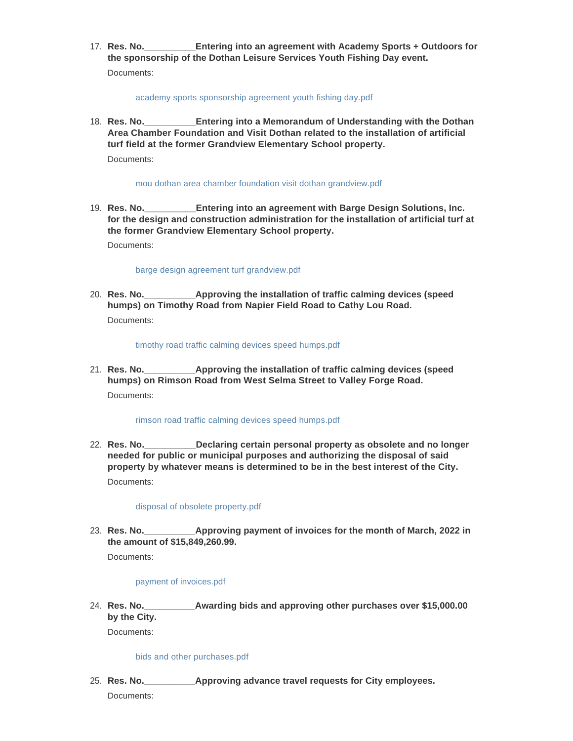17. **Res. No.__________Entering into an agreement with Academy Sports + Outdoors for the sponsorship of the Dothan Leisure Services Youth Fishing Day event.**

    Documents:

    academy sports sponsorship agreement youth fishing day.pdf

18. **Res. No.__________Entering into a Memorandum of Understanding with the Dothan Area Chamber Foundation and Visit Dothan related to the installation of artificial turf field at the former Grandview Elementary School property.**

    Documents:

    mou dothan area chamber foundation visit dothan grandview.pdf

19. **Res. No.__________Entering into an agreement with Barge Design Solutions, Inc. for the design and construction administration for the installation of artificial turf at the former Grandview Elementary School property.**

    Documents:

    barge design agreement turf grandview.pdf

20. **Res. No.__________Approving the installation of traffic calming devices (speed humps) on Timothy Road from Napier Field Road to Cathy Lou Road.**

    Documents:

    timothy road traffic calming devices speed humps.pdf

21. **Res. No.__________Approving the installation of traffic calming devices (speed humps) on Rimson Road from West Selma Street to Valley Forge Road.**

    Documents:

    rimson road traffic calming devices speed humps.pdf

22. **Res. No.__________Declaring certain personal property as obsolete and no longer needed for public or municipal purposes and authorizing the disposal of said property by whatever means is determined to be in the best interest of the City.**

    Documents:

    disposal of obsolete property.pdf

23. **Res. No.__________Approving payment of invoices for the month of March, 2022 in the amount of $15,849,260.99.**

    Documents:

    payment of invoices.pdf

24. **Res. No.__________Awarding bids and approving other purchases over $15,000.00 by the City.**

    Documents:

    bids and other purchases.pdf

25. **Res. No.__________Approving advance travel requests for City employees.**

    Documents: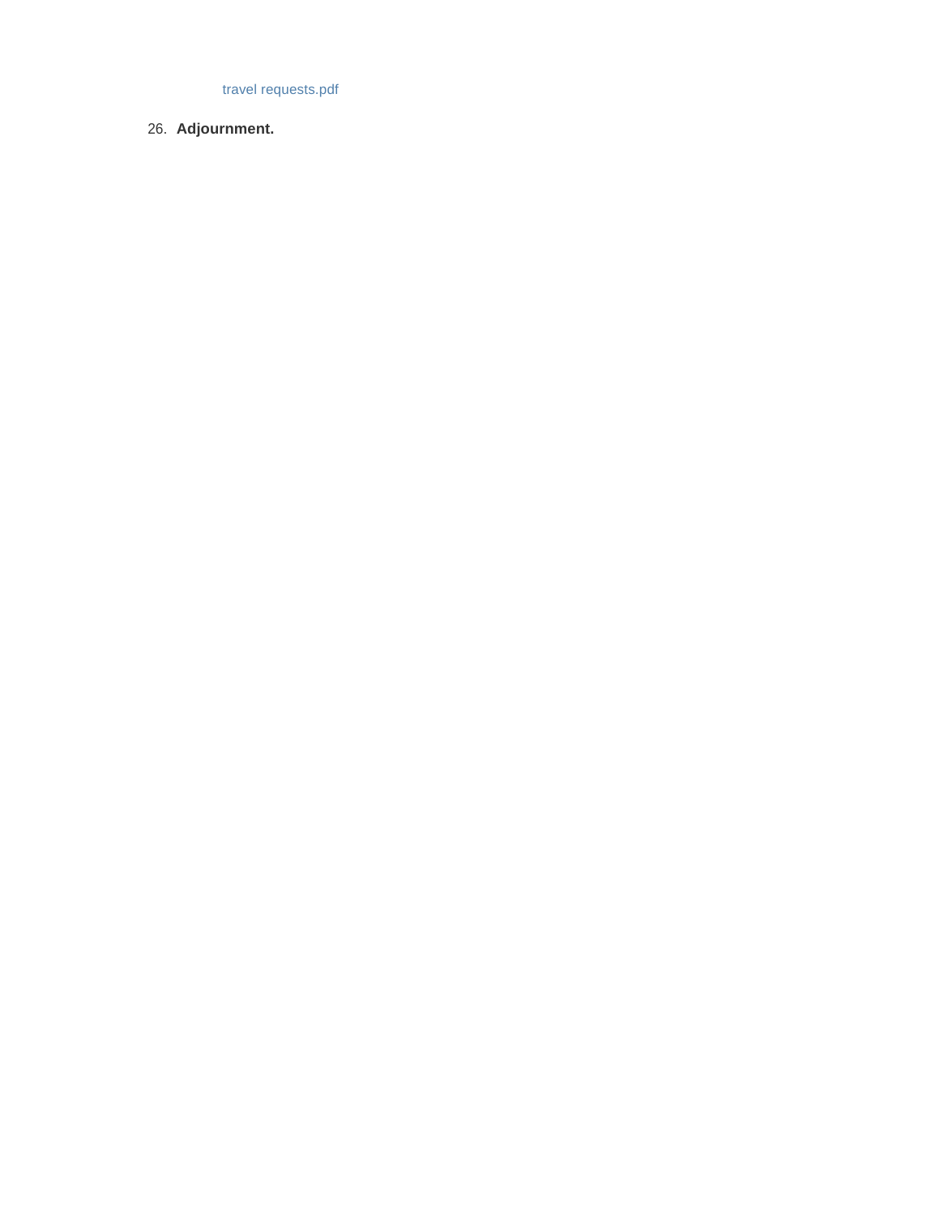travel requests.pdf

26. **Adjournment.**